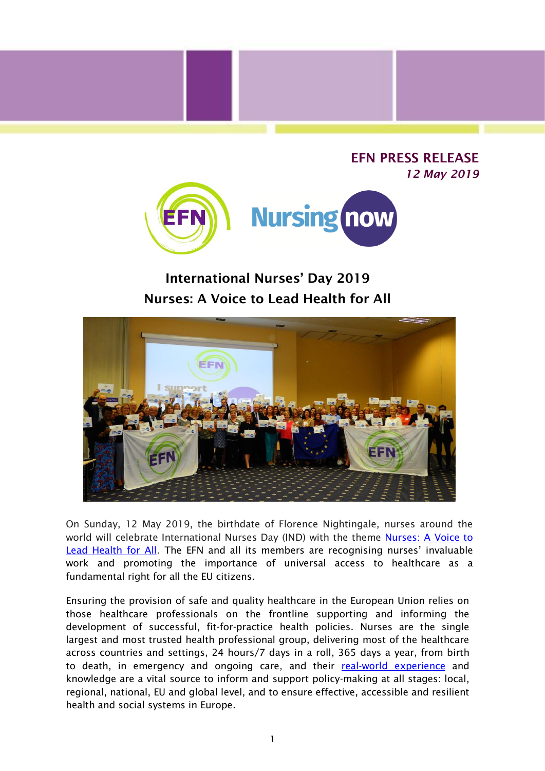**EFN PRESS RELEASE**

*12 May 2019*

## International Nurses' Day 2019
## Nurses: A Voice to Lead Health for All

On Sunday, 12 May 2019, the birthdate of Florence Nightingale, nurses around the world will celebrate International Nurses Day (IND) with the theme Nurses: A Voice to Lead Health for All. The EFN and all its members are recognising nurses' invaluable work and promoting the importance of universal access to healthcare as a fundamental right for all the EU citizens.

Ensuring the provision of safe and quality healthcare in the European Union relies on those healthcare professionals on the frontline supporting and informing the development of successful, fit-for-practice health policies. Nurses are the single largest and most trusted health professional group, delivering most of the healthcare across countries and settings, 24 hours/7 days in a roll, 365 days a year, from birth to death, in emergency and ongoing care, and their real-world experience and knowledge are a vital source to inform and support policy-making at all stages: local, regional, national, EU and global level, and to ensure effective, accessible and resilient health and social systems in Europe.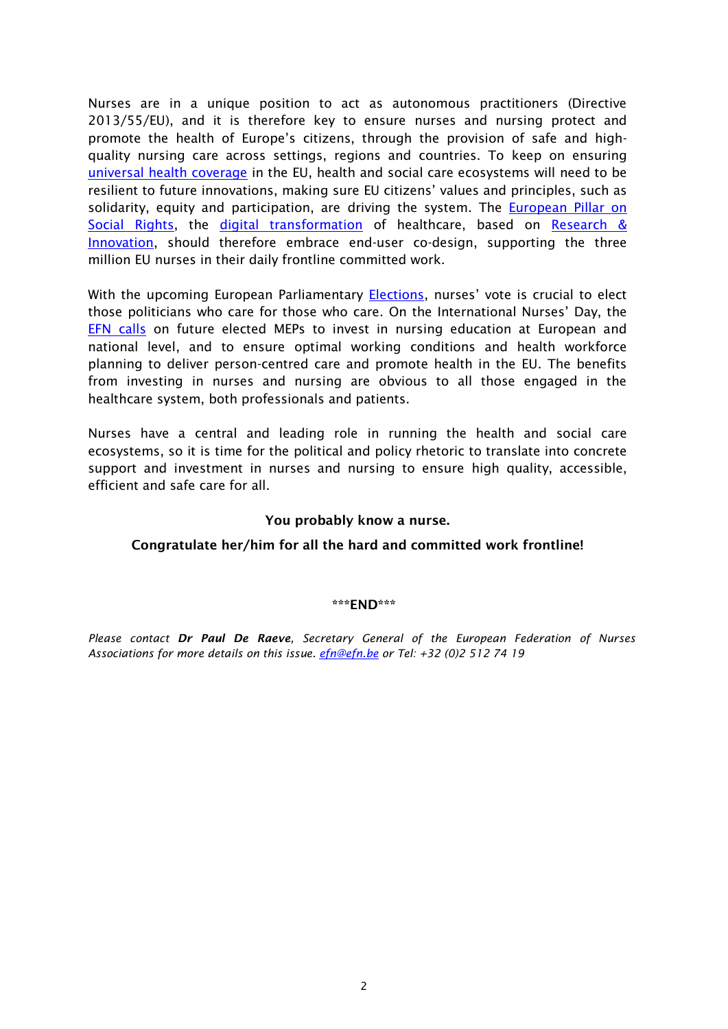Nurses are in a unique position to act as autonomous practitioners (Directive 2013/55/EU), and it is therefore key to ensure nurses and nursing protect and promote the health of Europe's citizens, through the provision of safe and high-quality nursing care across settings, regions and countries. To keep on ensuring universal health coverage in the EU, health and social care ecosystems will need to be resilient to future innovations, making sure EU citizens' values and principles, such as solidarity, equity and participation, are driving the system. The European Pillar on Social Rights, the digital transformation of healthcare, based on Research & Innovation, should therefore embrace end-user co-design, supporting the three million EU nurses in their daily frontline committed work.

With the upcoming European Parliamentary Elections, nurses' vote is crucial to elect those politicians who care for those who care. On the International Nurses' Day, the EFN calls on future elected MEPs to invest in nursing education at European and national level, and to ensure optimal working conditions and health workforce planning to deliver person-centred care and promote health in the EU. The benefits from investing in nurses and nursing are obvious to all those engaged in the healthcare system, both professionals and patients.

Nurses have a central and leading role in running the health and social care ecosystems, so it is time for the political and policy rhetoric to translate into concrete support and investment in nurses and nursing to ensure high quality, accessible, efficient and safe care for all.

**You probably know a nurse.**

**Congratulate her/him for all the hard and committed work frontline!**

**\*\*\*END\*\*\***

*Please contact **Dr Paul De Raeve**, Secretary General of the European Federation of Nurses Associations for more details on this issue. efn@efn.be or Tel: +32 (0)2 512 74 19*